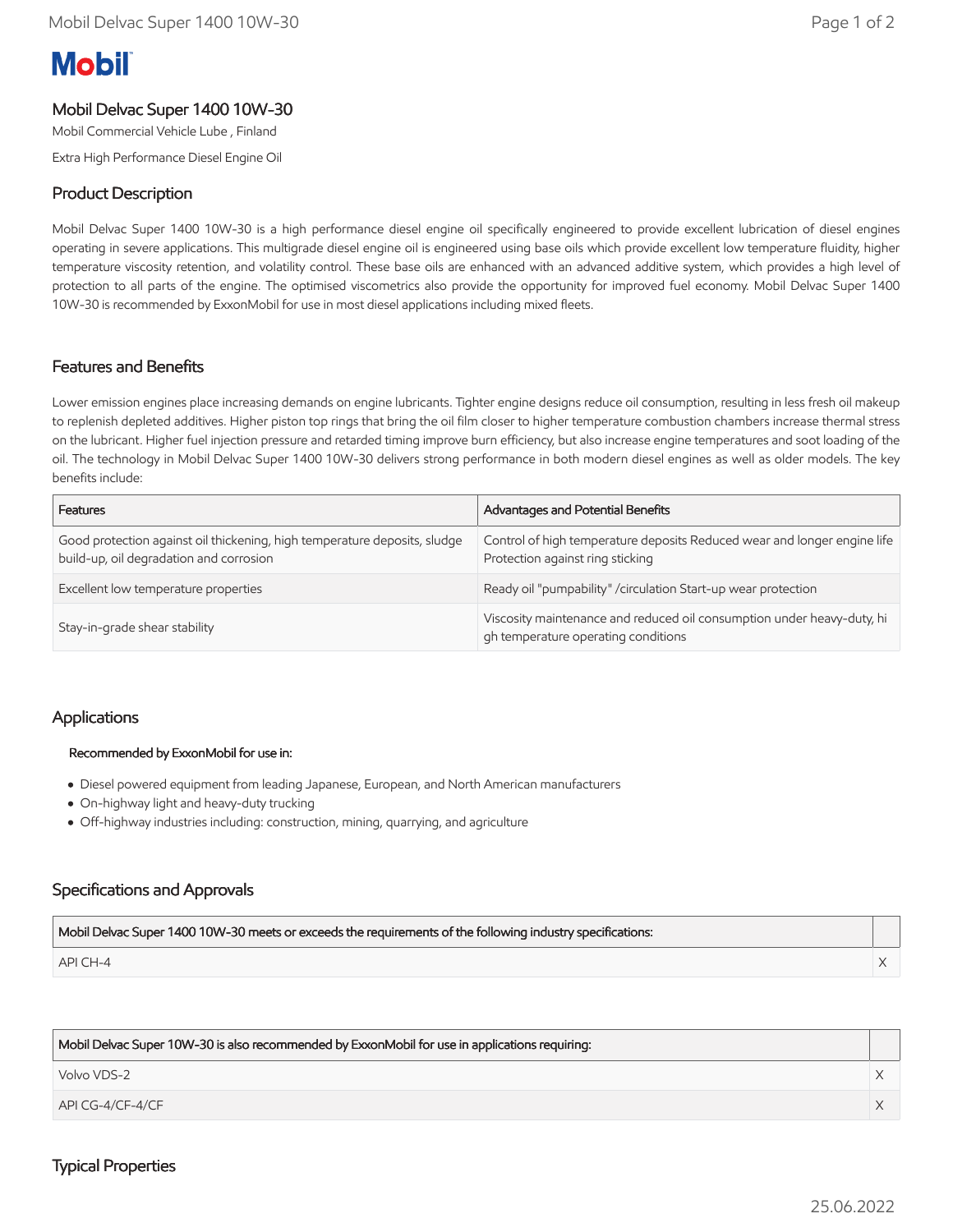Mobil

# Mobil Delvac Super 1400 10W-30

Mobil Commercial Vehicle Lube , Finland

Extra High Performance Diesel Engine Oil

## Product Description

Mobil Delvac Super 1400 10W-30 is a high performance diesel engine oil specifically engineered to provide excellent lubrication of diesel engines operating in severe applications. This multigrade diesel engine oil is engineered using base oils which provide excellent low temperature fluidity, higher temperature viscosity retention, and volatility control. These base oils are enhanced with an advanced additive system, which provides a high level of protection to all parts of the engine. The optimised viscometrics also provide the opportunity for improved fuel economy. Mobil Delvac Super 1400 10W-30 is recommended by ExxonMobil for use in most diesel applications including mixed fleets.

## Features and Benefits

Lower emission engines place increasing demands on engine lubricants. Tighter engine designs reduce oil consumption, resulting in less fresh oil makeup to replenish depleted additives. Higher piston top rings that bring the oil film closer to higher temperature combustion chambers increase thermal stress on the lubricant. Higher fuel injection pressure and retarded timing improve burn efficiency, but also increase engine temperatures and soot loading of the oil. The technology in Mobil Delvac Super 1400 10W-30 delivers strong performance in both modern diesel engines as well as older models. The key benefits include:

| Features | Advantages and Potential Benefits |
| --- | --- |
| Good protection against oil thickening, high temperature deposits, sludge build-up, oil degradation and corrosion | Control of high temperature deposits Reduced wear and longer engine life Protection against ring sticking |
| Excellent low temperature properties | Ready oil "pumpability" /circulation Start-up wear protection |
| Stay-in-grade shear stability | Viscosity maintenance and reduced oil consumption under heavy-duty, high temperature operating conditions |

## Applications

**Recommended by ExxonMobil for use in:**

- Diesel powered equipment from leading Japanese, European, and North American manufacturers
- On-highway light and heavy-duty trucking
- Off-highway industries including: construction, mining, quarrying, and agriculture

## Specifications and Approvals

| Mobil Delvac Super 1400 10W-30 meets or exceeds the requirements of the following industry specifications: | |
| --- | --- |
| API CH-4 | X |

| Mobil Delvac Super 10W-30 is also recommended by ExxonMobil for use in applications requiring: | |
| --- | --- |
| Volvo VDS-2 | X |
| API CG-4/CF-4/CF | X |

## Typical Properties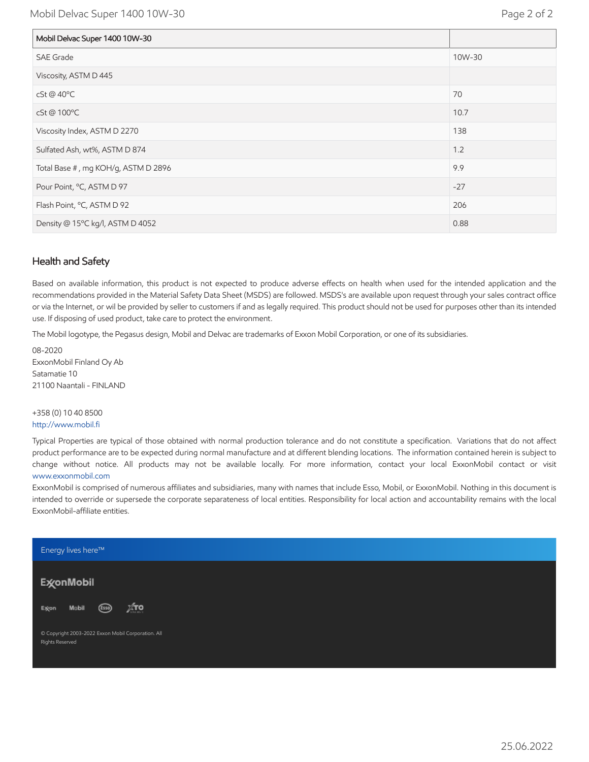| Mobil Delvac Super 1400 10W-30 | |
|---|---|
| SAE Grade | 10W-30 |
| Viscosity, ASTM D 445 | |
| cSt @ 40ºC | 70 |
| cSt @ 100ºC | 10.7 |
| Viscosity Index, ASTM D 2270 | 138 |
| Sulfated Ash, wt%, ASTM D 874 | 1.2 |
| Total Base # , mg KOH/g, ASTM D 2896 | 9.9 |
| Pour Point, ºC, ASTM D 97 | -27 |
| Flash Point, ºC, ASTM D 92 | 206 |
| Density @ 15ºC kg/l, ASTM D 4052 | 0.88 |

## Health and Safety

Based on available information, this product is not expected to produce adverse effects on health when used for the intended application and the recommendations provided in the Material Safety Data Sheet (MSDS) are followed. MSDS's are available upon request through your sales contract office or via the Internet, or wil be provided by seller to customers if and as legally required. This product should not be used for purposes other than its intended use. If disposing of used product, take care to protect the environment.

The Mobil logotype, the Pegasus design, Mobil and Delvac are trademarks of Exxon Mobil Corporation, or one of its subsidiaries.

08-2020
ExxonMobil Finland Oy Ab
Satamatie 10
21100 Naantali - FINLAND

+358 (0) 10 40 8500
http://www.mobil.fi

Typical Properties are typical of those obtained with normal production tolerance and do not constitute a specification. Variations that do not affect product performance are to be expected during normal manufacture and at different blending locations. The information contained herein is subject to change without notice. All products may not be available locally. For more information, contact your local ExxonMobil contact or visit www.exxonmobil.com

ExxonMobil is comprised of numerous affiliates and subsidiaries, many with names that include Esso, Mobil, or ExxonMobil. Nothing in this document is intended to override or supersede the corporate separateness of local entities. Responsibility for local action and accountability remains with the local ExxonMobil-affiliate entities.

Energy lives here™

ExxonMobil

© Copyright 2003-2022 Exxon Mobil Corporation. All Rights Reserved